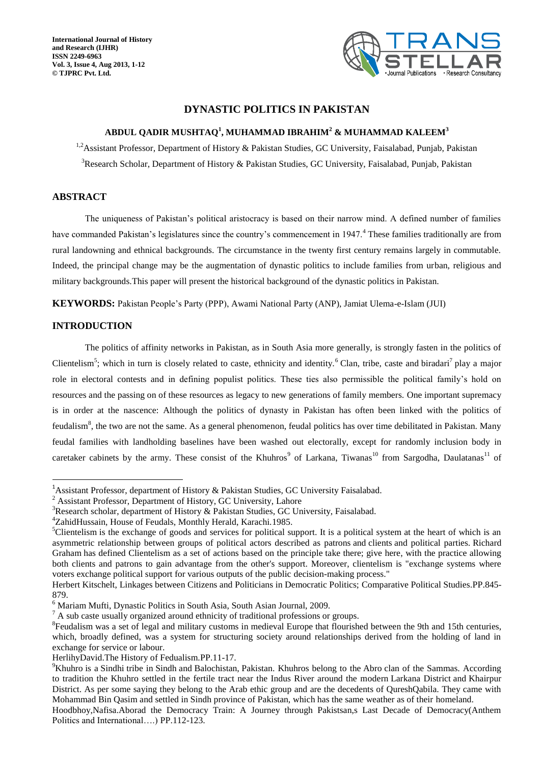# DYNASTIC POLITICS IN PAKISTAN

**ABDUL QADIR MUSHTAQ[1], MUHAMMAD IBRAHIM[2] & MUHAMMAD KALEEM[3]**

[1,2]Assistant Professor, Department of History & Pakistan Studies, GC University, Faisalabad, Punjab, Pakistan

[3]Research Scholar, Department of History & Pakistan Studies, GC University, Faisalabad, Punjab, Pakistan

## ABSTRACT

The uniqueness of Pakistan's political aristocracy is based on their narrow mind. A defined number of families have commanded Pakistan's legislatures since the country's commencement in 1947.[4] These families traditionally are from rural landowning and ethnical backgrounds. The circumstance in the twenty first century remains largely in commutable. Indeed, the principal change may be the augmentation of dynastic politics to include families from urban, religious and military backgrounds.This paper will present the historical background of the dynastic politics in Pakistan.

**KEYWORDS:** Pakistan People's Party (PPP), Awami National Party (ANP), Jamiat Ulema-e-Islam (JUI)

## INTRODUCTION

The politics of affinity networks in Pakistan, as in South Asia more generally, is strongly fasten in the politics of Clientelism[5]; which in turn is closely related to caste, ethnicity and identity.[6] Clan, tribe, caste and biradari[7] play a major role in electoral contests and in defining populist politics. These ties also permissible the political family's hold on resources and the passing on of these resources as legacy to new generations of family members. One important supremacy is in order at the nascence: Although the politics of dynasty in Pakistan has often been linked with the politics of feudalism[8], the two are not the same. As a general phenomenon, feudal politics has over time debilitated in Pakistan. Many feudal families with landholding baselines have been washed out electorally, except for randomly inclusion body in caretaker cabinets by the army. These consist of the Khuhros[9] of Larkana, Tiwanas[10] from Sargodha, Daulatanas[11] of

---

[1]Assistant Professor, department of History & Pakistan Studies, GC University Faisalabad.

[2] Assistant Professor, Department of History, GC University, Lahore

[3]Research scholar, department of History & Pakistan Studies, GC University, Faisalabad.

[4]ZahidHussain, House of Feudals, Monthly Herald, Karachi.1985.

[5]Clientelism is the exchange of goods and services for political support. It is a political system at the heart of which is an asymmetric relationship between groups of political actors described as patrons and clients and political parties. Richard Graham has defined Clientelism as a set of actions based on the principle take there; give here, with the practice allowing both clients and patrons to gain advantage from the other's support. Moreover, clientelism is "exchange systems where voters exchange political support for various outputs of the public decision-making process."

Herbert Kitschelt, Linkages between Citizens and Politicians in Democratic Politics; Comparative Political Studies.PP.845-879.

[6] Mariam Mufti, Dynastic Politics in South Asia, South Asian Journal, 2009.

[7] A sub caste usually organized around ethnicity of traditional professions or groups.

[8]Feudalism was a set of legal and military customs in medieval Europe that flourished between the 9th and 15th centuries, which, broadly defined, was a system for structuring society around relationships derived from the holding of land in exchange for service or labour.

HerlihyDavid.The History of Fedualism.PP.11-17.

[9]Khuhro is a Sindhi tribe in Sindh and Balochistan, Pakistan. Khuhros belong to the Abro clan of the Sammas. According to tradition the Khuhro settled in the fertile tract near the Indus River around the modern Larkana District and Khairpur District. As per some saying they belong to the Arab ethic group and are the decedents of QureshQabila. They came with Mohammad Bin Qasim and settled in Sindh province of Pakistan, which has the same weather as of their homeland.

Hoodbhoy,Nafisa.Aborad the Democracy Train: A Journey through Pakistsan,s Last Decade of Democracy(Anthem Politics and International….) PP.112-123.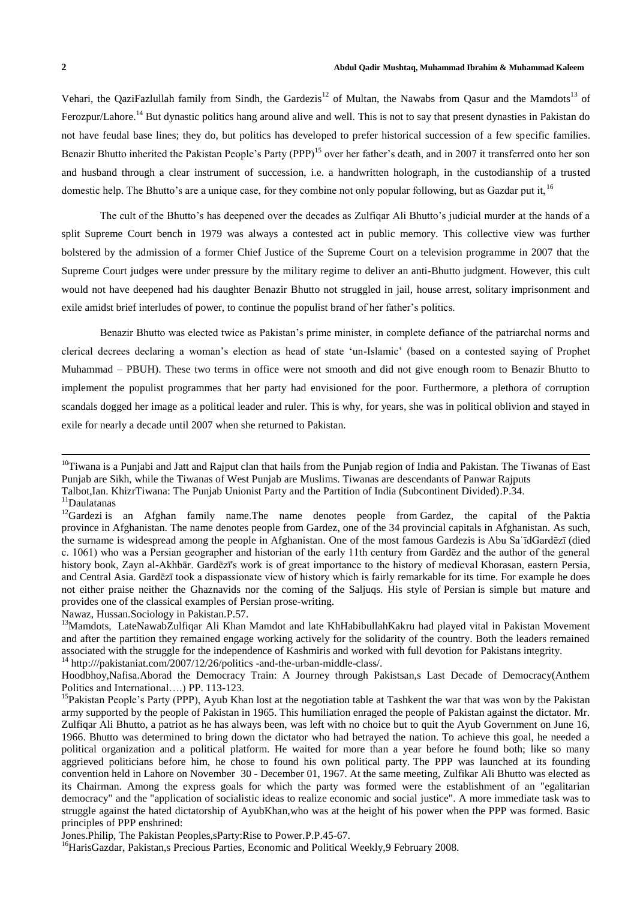Vehari, the QaziFazlullah family from Sindh, the Gardezis[12] of Multan, the Nawabs from Qasur and the Mamdots[13] of Ferozpur/Lahore.[14] But dynastic politics hang around alive and well. This is not to say that present dynasties in Pakistan do not have feudal base lines; they do, but politics has developed to prefer historical succession of a few specific families. Benazir Bhutto inherited the Pakistan People's Party (PPP)[15] over her father's death, and in 2007 it transferred onto her son and husband through a clear instrument of succession, i.e. a handwritten holograph, in the custodianship of a trusted domestic help. The Bhutto's are a unique case, for they combine not only popular following, but as Gazdar put it,[16]

The cult of the Bhutto's has deepened over the decades as Zulfiqar Ali Bhutto's judicial murder at the hands of a split Supreme Court bench in 1979 was always a contested act in public memory. This collective view was further bolstered by the admission of a former Chief Justice of the Supreme Court on a television programme in 2007 that the Supreme Court judges were under pressure by the military regime to deliver an anti-Bhutto judgment. However, this cult would not have deepened had his daughter Benazir Bhutto not struggled in jail, house arrest, solitary imprisonment and exile amidst brief interludes of power, to continue the populist brand of her father's politics.

Benazir Bhutto was elected twice as Pakistan's prime minister, in complete defiance of the patriarchal norms and clerical decrees declaring a woman's election as head of state 'un-Islamic' (based on a contested saying of Prophet Muhammad – PBUH). These two terms in office were not smooth and did not give enough room to Benazir Bhutto to implement the populist programmes that her party had envisioned for the poor. Furthermore, a plethora of corruption scandals dogged her image as a political leader and ruler. This is why, for years, she was in political oblivion and stayed in exile for nearly a decade until 2007 when she returned to Pakistan.

---

[10]Tiwana is a Punjabi and Jatt and Rajput clan that hails from the Punjab region of India and Pakistan. The Tiwanas of East Punjab are Sikh, while the Tiwanas of West Punjab are Muslims. Tiwanas are descendants of Panwar Rajputs
Talbot,Ian. KhizrTiwana: The Punjab Unionist Party and the Partition of India (Subcontinent Divided).P.34.

[11]Daulatanas

[12]Gardezi is an Afghan family name.The name denotes people from Gardez, the capital of the Paktia province in Afghanistan. The name denotes people from Gardez, one of the 34 provincial capitals in Afghanistan. As such, the surname is widespread among the people in Afghanistan. One of the most famous Gardezis is Abu Sa`īdGardēzī (died c. 1061) who was a Persian geographer and historian of the early 11th century from Gardēz and the author of the general history book, Zayn al-Akhbār. Gardēzī's work is of great importance to the history of medieval Khorasan, eastern Persia, and Central Asia. Gardēzī took a dispassionate view of history which is fairly remarkable for its time. For example he does not either praise neither the Ghaznavids nor the coming of the Saljuqs. His style of Persian is simple but mature and provides one of the classical examples of Persian prose-writing.
Nawaz, Hussan.Sociology in Pakistan.P.57.

[13]Mamdots, LateNawabZulfiqar Ali Khan Mamdot and late KhHabibullahKakru had played vital in Pakistan Movement and after the partition they remained engage working actively for the solidarity of the country. Both the leaders remained associated with the struggle for the independence of Kashmiris and worked with full devotion for Pakistans integrity.

[14] http:///pakistaniat.com/2007/12/26/politics -and-the-urban-middle-class/.
Hoodbhoy,Nafisa.Aborad the Democracy Train: A Journey through Pakistsan,s Last Decade of Democracy(Anthem Politics and International….) PP. 113-123.

[15]Pakistan People's Party (PPP), Ayub Khan lost at the negotiation table at Tashkent the war that was won by the Pakistan army supported by the people of Pakistan in 1965. This humiliation enraged the people of Pakistan against the dictator. Mr. Zulfiqar Ali Bhutto, a patriot as he has always been, was left with no choice but to quit the Ayub Government on June 16, 1966. Bhutto was determined to bring down the dictator who had betrayed the nation. To achieve this goal, he needed a political organization and a political platform. He waited for more than a year before he found both; like so many aggrieved politicians before him, he chose to found his own political party. The PPP was launched at its founding convention held in Lahore on November 30 - December 01, 1967. At the same meeting, Zulfikar Ali Bhutto was elected as its Chairman. Among the express goals for which the party was formed were the establishment of an "egalitarian democracy" and the "application of socialistic ideas to realize economic and social justice". A more immediate task was to struggle against the hated dictatorship of AyubKhan,who was at the height of his power when the PPP was formed. Basic principles of PPP enshrined:
Jones.Philip, The Pakistan Peoples,sParty:Rise to Power.P.P.45-67.

[16]HarisGazdar, Pakistan,s Precious Parties, Economic and Political Weekly,9 February 2008.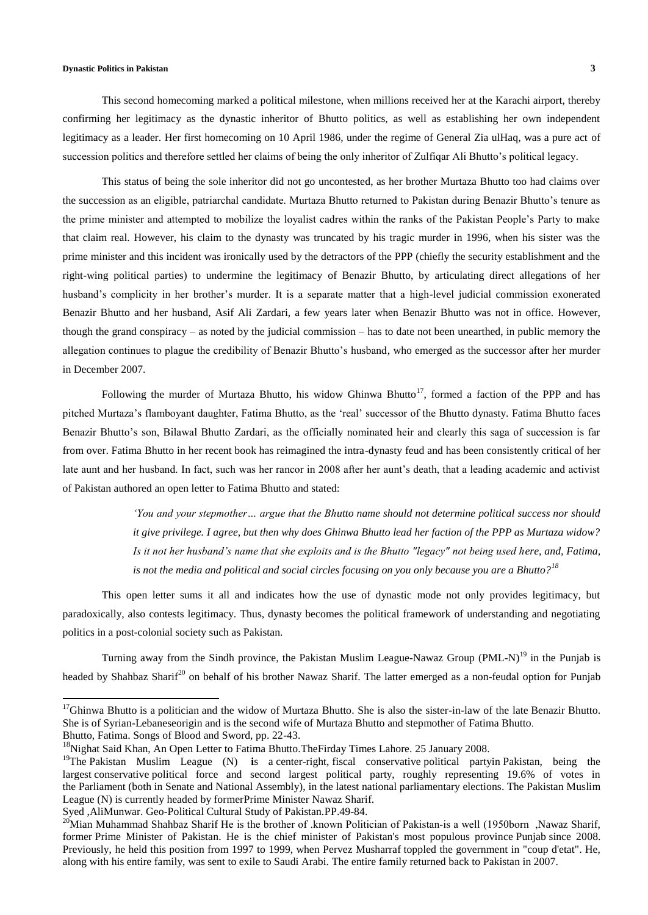This second homecoming marked a political milestone, when millions received her at the Karachi airport, thereby confirming her legitimacy as the dynastic inheritor of Bhutto politics, as well as establishing her own independent legitimacy as a leader. Her first homecoming on 10 April 1986, under the regime of General Zia ulHaq, was a pure act of succession politics and therefore settled her claims of being the only inheritor of Zulfiqar Ali Bhutto's political legacy.

This status of being the sole inheritor did not go uncontested, as her brother Murtaza Bhutto too had claims over the succession as an eligible, patriarchal candidate. Murtaza Bhutto returned to Pakistan during Benazir Bhutto's tenure as the prime minister and attempted to mobilize the loyalist cadres within the ranks of the Pakistan People's Party to make that claim real. However, his claim to the dynasty was truncated by his tragic murder in 1996, when his sister was the prime minister and this incident was ironically used by the detractors of the PPP (chiefly the security establishment and the right-wing political parties) to undermine the legitimacy of Benazir Bhutto, by articulating direct allegations of her husband's complicity in her brother's murder. It is a separate matter that a high-level judicial commission exonerated Benazir Bhutto and her husband, Asif Ali Zardari, a few years later when Benazir Bhutto was not in office. However, though the grand conspiracy – as noted by the judicial commission – has to date not been unearthed, in public memory the allegation continues to plague the credibility of Benazir Bhutto's husband, who emerged as the successor after her murder in December 2007.

Following the murder of Murtaza Bhutto, his widow Ghinwa Bhutto[17], formed a faction of the PPP and has pitched Murtaza's flamboyant daughter, Fatima Bhutto, as the 'real' successor of the Bhutto dynasty. Fatima Bhutto faces Benazir Bhutto's son, Bilawal Bhutto Zardari, as the officially nominated heir and clearly this saga of succession is far from over. Fatima Bhutto in her recent book has reimagined the intra-dynasty feud and has been consistently critical of her late aunt and her husband. In fact, such was her rancor in 2008 after her aunt's death, that a leading academic and activist of Pakistan authored an open letter to Fatima Bhutto and stated:

> *'You and your stepmother… argue that the Bhutto name should not determine political success nor should it give privilege. I agree, but then why does Ghinwa Bhutto lead her faction of the PPP as Murtaza widow? Is it not her husband's name that she exploits and is the Bhutto "legacy" not being used here, and, Fatima, is not the media and political and social circles focusing on you only because you are a Bhutto?*[18]

This open letter sums it all and indicates how the use of dynastic mode not only provides legitimacy, but paradoxically, also contests legitimacy. Thus, dynasty becomes the political framework of understanding and negotiating politics in a post-colonial society such as Pakistan.

Turning away from the Sindh province, the Pakistan Muslim League-Nawaz Group (PML-N)[19] in the Punjab is headed by Shahbaz Sharif[20] on behalf of his brother Nawaz Sharif. The latter emerged as a non-feudal option for Punjab

---

[17]Ghinwa Bhutto is a politician and the widow of Murtaza Bhutto. She is also the sister-in-law of the late Benazir Bhutto. She is of Syrian-Lebaneseorigin and is the second wife of Murtaza Bhutto and stepmother of Fatima Bhutto.
Bhutto, Fatima. Songs of Blood and Sword, pp. 22-43.

[18]Nighat Said Khan, An Open Letter to Fatima Bhutto.TheFirday Times Lahore. 25 January 2008.

[19]The Pakistan Muslim League (N) **i**s a center-right, fiscal conservative political partyin Pakistan, being the largest conservative political force and second largest political party, roughly representing 19.6% of votes in the Parliament (both in Senate and National Assembly), in the latest national parliamentary elections. The Pakistan Muslim League (N) is currently headed by formerPrime Minister Nawaz Sharif.
Syed ,AliMunwar. Geo-Political Cultural Study of Pakistan.PP.49-84.

[20]Mian Muhammad Shahbaz Sharif He is the brother of .known Politician of Pakistan-is a well (1950born ,Nawaz Sharif, former Prime Minister of Pakistan. He is the chief minister of Pakistan's most populous province Punjab since 2008. Previously, he held this position from 1997 to 1999, when Pervez Musharraf toppled the government in "coup d'etat". He, along with his entire family, was sent to exile to Saudi Arabi. The entire family returned back to Pakistan in 2007.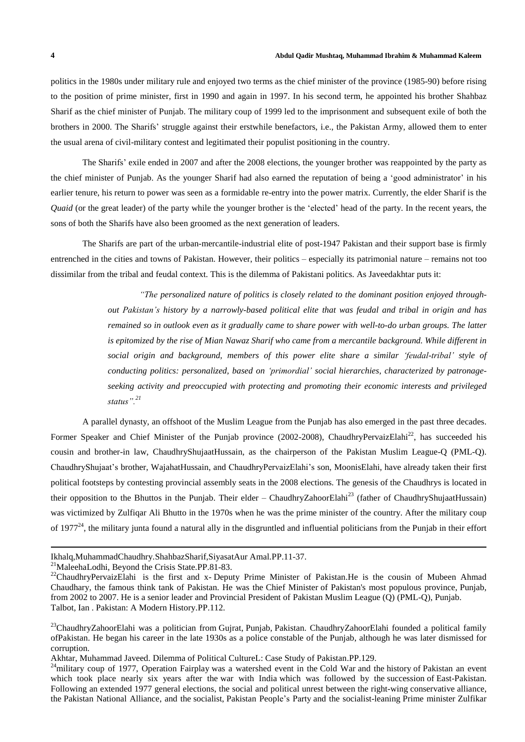politics in the 1980s under military rule and enjoyed two terms as the chief minister of the province (1985-90) before rising to the position of prime minister, first in 1990 and again in 1997. In his second term, he appointed his brother Shahbaz Sharif as the chief minister of Punjab. The military coup of 1999 led to the imprisonment and subsequent exile of both the brothers in 2000. The Sharifs' struggle against their erstwhile benefactors, i.e., the Pakistan Army, allowed them to enter the usual arena of civil-military contest and legitimated their populist positioning in the country.

The Sharifs' exile ended in 2007 and after the 2008 elections, the younger brother was reappointed by the party as the chief minister of Punjab. As the younger Sharif had also earned the reputation of being a 'good administrator' in his earlier tenure, his return to power was seen as a formidable re-entry into the power matrix. Currently, the elder Sharif is the *Quaid* (or the great leader) of the party while the younger brother is the 'elected' head of the party. In the recent years, the sons of both the Sharifs have also been groomed as the next generation of leaders.

The Sharifs are part of the urban-mercantile-industrial elite of post-1947 Pakistan and their support base is firmly entrenched in the cities and towns of Pakistan. However, their politics – especially its patrimonial nature – remains not too dissimilar from the tribal and feudal context. This is the dilemma of Pakistani politics. As Javeedakhtar puts it:

> *"The personalized nature of politics is closely related to the dominant position enjoyed throughout Pakistan's history by a narrowly-based political elite that was feudal and tribal in origin and has remained so in outlook even as it gradually came to share power with well-to-do urban groups. The latter is epitomized by the rise of Mian Nawaz Sharif who came from a mercantile background. While different in social origin and background, members of this power elite share a similar 'feudal-tribal' style of conducting politics: personalized, based on 'primordial' social hierarchies, characterized by patronage-seeking activity and preoccupied with protecting and promoting their economic interests and privileged status".*[21]

A parallel dynasty, an offshoot of the Muslim League from the Punjab has also emerged in the past three decades. Former Speaker and Chief Minister of the Punjab province (2002-2008), ChaudhryPervaizElahi[22], has succeeded his cousin and brother-in law, ChaudhryShujaatHussain, as the chairperson of the Pakistan Muslim League-Q (PML-Q). ChaudhryShujaat's brother, WajahatHussain, and ChaudhryPervaizElahi's son, MoonisElahi, have already taken their first political footsteps by contesting provincial assembly seats in the 2008 elections. The genesis of the Chaudhrys is located in their opposition to the Bhuttos in the Punjab. Their elder – ChaudhryZahoorElahi[23] (father of ChaudhryShujaatHussain) was victimized by Zulfiqar Ali Bhutto in the 1970s when he was the prime minister of the country. After the military coup of 1977[24], the military junta found a natural ally in the disgruntled and influential politicians from the Punjab in their effort

---

Ikhalq,MuhammadChaudhry.ShahbazSharif,SiyasatAur Amal.PP.11-37.

[21]MaleehaLodhi, Beyond the Crisis State.PP.81-83.

[22]ChaudhryPervaizElahi is the first and x- Deputy Prime Minister of Pakistan.He is the cousin of Mubeen Ahmad Chaudhary, the famous think tank of Pakistan. He was the Chief Minister of Pakistan's most populous province, Punjab, from 2002 to 2007. He is a senior leader and Provincial President of Pakistan Muslim League (Q) (PML-Q), Punjab.
Talbot, Ian . Pakistan: A Modern History.PP.112.

[23]ChaudhryZahoorElahi was a politician from Gujrat, Punjab, Pakistan. ChaudhryZahoorElahi founded a political family ofPakistan. He began his career in the late 1930s as a police constable of the Punjab, although he was later dismissed for corruption.
Akhtar, Muhammad Javeed. Dilemma of Political CultureL: Case Study of Pakistan.PP.129.

[24]military coup of 1977, Operation Fairplay was a watershed event in the Cold War and the history of Pakistan an event which took place nearly six years after the war with India which was followed by the succession of East-Pakistan. Following an extended 1977 general elections, the social and political unrest between the right-wing conservative alliance, the Pakistan National Alliance, and the socialist, Pakistan People's Party and the socialist-leaning Prime minister Zulfikar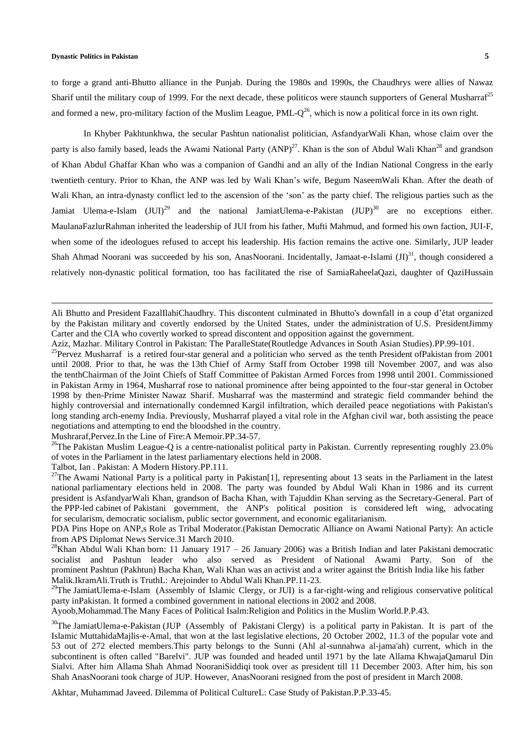to forge a grand anti-Bhutto alliance in the Punjab. During the 1980s and 1990s, the Chaudhrys were allies of Nawaz Sharif until the military coup of 1999. For the next decade, these politicos were staunch supporters of General Musharraf[25] and formed a new, pro-military faction of the Muslim League, PML-Q[26], which is now a political force in its own right.

In Khyber Pakhtunkhwa, the secular Pashtun nationalist politician, AsfandyarWali Khan, whose claim over the party is also family based, leads the Awami National Party (ANP)[27]. Khan is the son of Abdul Wali Khan[28] and grandson of Khan Abdul Ghaffar Khan who was a companion of Gandhi and an ally of the Indian National Congress in the early twentieth century. Prior to Khan, the ANP was led by Wali Khan's wife, Begum NaseemWali Khan. After the death of Wali Khan, an intra-dynasty conflict led to the ascension of the 'son' as the party chief. The religious parties such as the Jamiat Ulema-e-Islam (JUI)[29] and the national JamiatUlema-e-Pakistan (JUP)[30] are no exceptions either. MaulanaFazlurRahman inherited the leadership of JUI from his father, Mufti Mahmud, and formed his own faction, JUI-F, when some of the ideologues refused to accept his leadership. His faction remains the active one. Similarly, JUP leader Shah Ahmad Noorani was succeeded by his son, AnasNoorani. Incidentally, Jamaat-e-Islami (JI)[31], though considered a relatively non-dynastic political formation, too has facilitated the rise of SamiaRaheelaQazi, daughter of QaziHussain

---

Ali Bhutto and President FazalIlahiChaudhry. This discontent culminated in Bhutto's downfall in a coup d'état organized by the Pakistan military and covertly endorsed by the United States, under the administration of U.S. PresidentJimmy Carter and the CIA who covertly worked to spread discontent and opposition against the government.

Aziz, Mazhar. Military Control in Pakistan: The ParalleState(Routledge Advances in South Asian Studies).PP.99-101.

[25]Pervez Musharraf is a retired four-star general and a politician who served as the tenth President ofPakistan from 2001 until 2008. Prior to that, he was the 13th Chief of Army Staff from October 1998 till November 2007, and was also the tenthChairman of the Joint Chiefs of Staff Committee of Pakistan Armed Forces from 1998 until 2001. Commissioned in Pakistan Army in 1964, Musharraf rose to national prominence after being appointed to the four-star general in October 1998 by then-Prime Minister Nawaz Sharif. Musharraf was the mastermind and strategic field commander behind the highly controversial and internationally condemned Kargil infiltration, which derailed peace negotiations with Pakistan's long standing arch-enemy India. Previously, Musharraf played a vital role in the Afghan civil war, both assisting the peace negotiations and attempting to end the bloodshed in the country.

Mushraraf,Pervez.In the Line of Fire:A Memoir.PP.34-57.

[26]The Pakistan Muslim League-Q is a centre-nationalist political party in Pakistan. Currently representing roughly 23.0% of votes in the Parliament in the latest parliamentary elections held in 2008.

Talbot, Ian . Pakistan: A Modern History.PP.111.

[27]The Awami National Party is a political party in Pakistan[1], representing about 13 seats in the Parliament in the latest national parliamentary elections held in 2008. The party was founded by Abdul Wali Khan in 1986 and its current president is AsfandyarWali Khan, grandson of Bacha Khan, with Tajuddin Khan serving as the Secretary-General. Part of the PPP-led cabinet of Pakistani government, the ANP's political position is considered left wing, advocating for secularism, democratic socialism, public sector government, and economic egalitarianism.

PDA Pins Hope on ANP,s Role as Tribal Moderator.(Pakistan Democratic Alliance on Awami National Party): An acticle from APS Diplomat News Service.31 March 2010.

[28]Khan Abdul Wali Khan born: 11 January 1917 – 26 January 2006) was a British Indian and later Pakistani democratic socialist and Pashtun leader who also served as President of National Awami Party. Son of the prominent Pashtun (Pakhtun) Bacha Khan, Wali Khan was an activist and a writer against the British India like his father

Malik.IkramAli.Truth is TruthL: Arejoinder to Abdul Wali Khan.PP.11-23.

[29]The JamiatUlema-e-Islam (Assembly of Islamic Clergy, or JUI) is a far-right-wing and religious conservative political party inPakistan. It formed a combined government in national elections in 2002 and 2008.

Ayoob,Mohammad.The Many Faces of Political Isalm:Religion and Politics in the Muslim World.P.P.43.

[30]The JamiatUlema-e-Pakistan (JUP (Assembly of Pakistani Clergy) is a political party in Pakistan. It is part of the Islamic MuttahidaMajlis-e-Amal, that won at the last legislative elections, 20 October 2002, 11.3 of the popular vote and 53 out of 272 elected members.This party belongs to the Sunni (Ahl al-sunnahwa al-jama'ah) current, which in the subcontinent is often called "Barelvi". JUP was founded and headed until 1971 by the late Allama KhwajaQamarul Din Sialvi. After him Allama Shah Ahmad NooraniSiddiqi took over as president till 11 December 2003. After him, his son Shah AnasNoorani took charge of JUP. However, AnasNoorani resigned from the post of president in March 2008.

Akhtar, Muhammad Javeed. Dilemma of Political CultureL: Case Study of Pakistan.P.P.33-45.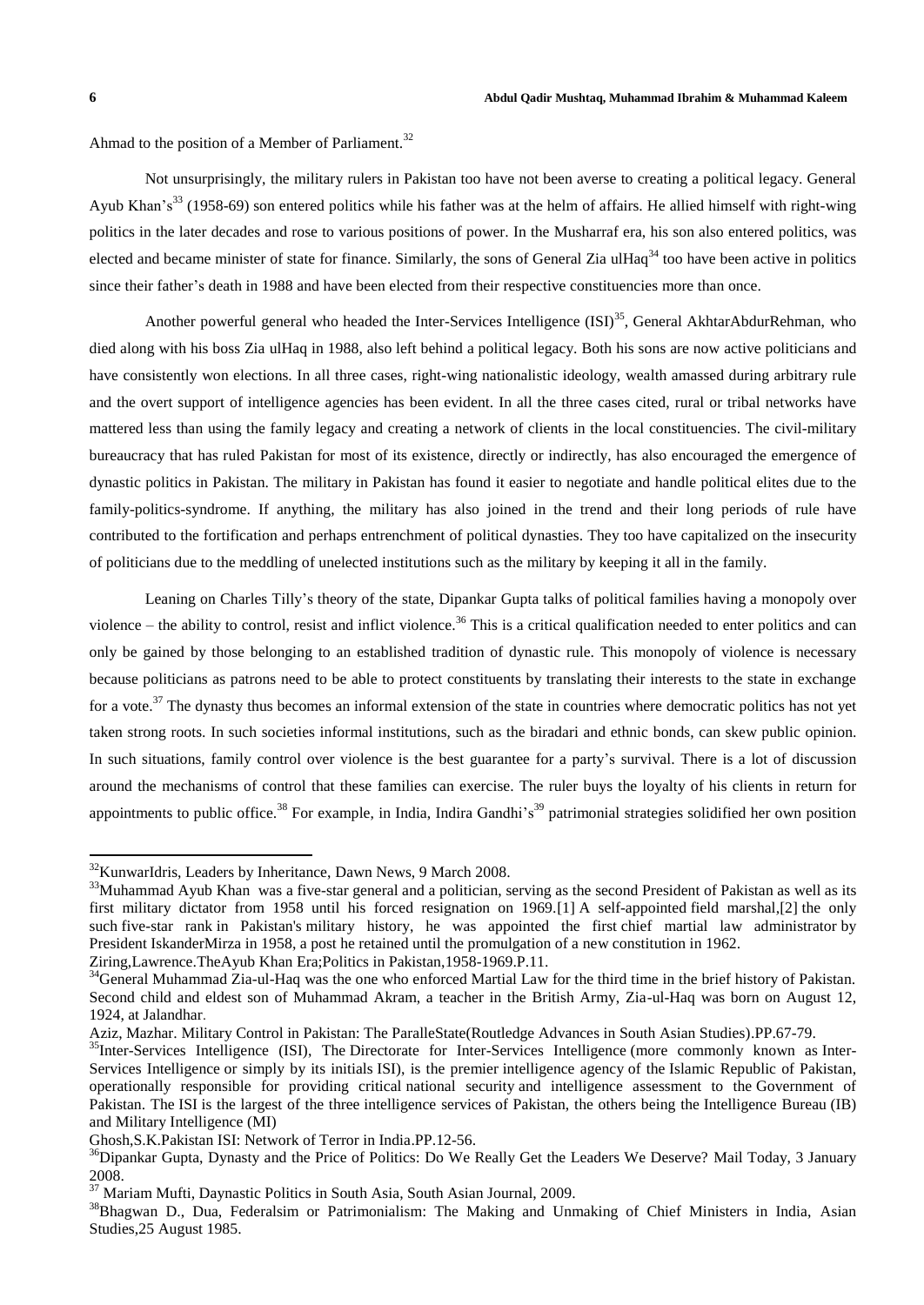Ahmad to the position of a Member of Parliament.[32]

Not unsurprisingly, the military rulers in Pakistan too have not been averse to creating a political legacy. General Ayub Khan's[33] (1958-69) son entered politics while his father was at the helm of affairs. He allied himself with right-wing politics in the later decades and rose to various positions of power. In the Musharraf era, his son also entered politics, was elected and became minister of state for finance. Similarly, the sons of General Zia ulHaq[34] too have been active in politics since their father's death in 1988 and have been elected from their respective constituencies more than once.

Another powerful general who headed the Inter-Services Intelligence (ISI)[35], General AkhtarAbdurRehman, who died along with his boss Zia ulHaq in 1988, also left behind a political legacy. Both his sons are now active politicians and have consistently won elections. In all three cases, right-wing nationalistic ideology, wealth amassed during arbitrary rule and the overt support of intelligence agencies has been evident. In all the three cases cited, rural or tribal networks have mattered less than using the family legacy and creating a network of clients in the local constituencies. The civil-military bureaucracy that has ruled Pakistan for most of its existence, directly or indirectly, has also encouraged the emergence of dynastic politics in Pakistan. The military in Pakistan has found it easier to negotiate and handle political elites due to the family-politics-syndrome. If anything, the military has also joined in the trend and their long periods of rule have contributed to the fortification and perhaps entrenchment of political dynasties. They too have capitalized on the insecurity of politicians due to the meddling of unelected institutions such as the military by keeping it all in the family.

Leaning on Charles Tilly's theory of the state, Dipankar Gupta talks of political families having a monopoly over violence – the ability to control, resist and inflict violence.[36] This is a critical qualification needed to enter politics and can only be gained by those belonging to an established tradition of dynastic rule. This monopoly of violence is necessary because politicians as patrons need to be able to protect constituents by translating their interests to the state in exchange for a vote.[37] The dynasty thus becomes an informal extension of the state in countries where democratic politics has not yet taken strong roots. In such societies informal institutions, such as the biradari and ethnic bonds, can skew public opinion. In such situations, family control over violence is the best guarantee for a party's survival. There is a lot of discussion around the mechanisms of control that these families can exercise. The ruler buys the loyalty of his clients in return for appointments to public office.[38] For example, in India, Indira Gandhi's[39] patrimonial strategies solidified her own position

---

[32] KunwarIdris, Leaders by Inheritance, Dawn News, 9 March 2008.

[33] Muhammad Ayub Khan was a five-star general and a politician, serving as the second President of Pakistan as well as its first military dictator from 1958 until his forced resignation on 1969.[1] A self-appointed field marshal,[2] the only such five-star rank in Pakistan's military history, he was appointed the first chief martial law administrator by President IskanderMirza in 1958, a post he retained until the promulgation of a new constitution in 1962.
Ziring,Lawrence.TheAyub Khan Era;Politics in Pakistan,1958-1969.P.11.

[34] General Muhammad Zia-ul-Haq was the one who enforced Martial Law for the third time in the brief history of Pakistan. Second child and eldest son of Muhammad Akram, a teacher in the British Army, Zia-ul-Haq was born on August 12, 1924, at Jalandhar.
Aziz, Mazhar. Military Control in Pakistan: The ParalleState(Routledge Advances in South Asian Studies).PP.67-79.

[35] Inter-Services Intelligence (ISI), The Directorate for Inter-Services Intelligence (more commonly known as Inter-Services Intelligence or simply by its initials ISI), is the premier intelligence agency of the Islamic Republic of Pakistan, operationally responsible for providing critical national security and intelligence assessment to the Government of Pakistan. The ISI is the largest of the three intelligence services of Pakistan, the others being the Intelligence Bureau (IB) and Military Intelligence (MI)
Ghosh,S.K.Pakistan ISI: Network of Terror in India.PP.12-56.

[36] Dipankar Gupta, Dynasty and the Price of Politics: Do We Really Get the Leaders We Deserve? Mail Today, 3 January 2008.

[37] Mariam Mufti, Daynastic Politics in South Asia, South Asian Journal, 2009.

[38] Bhagwan D., Dua, Federalsim or Patrimonialism: The Making and Unmaking of Chief Ministers in India, Asian Studies,25 August 1985.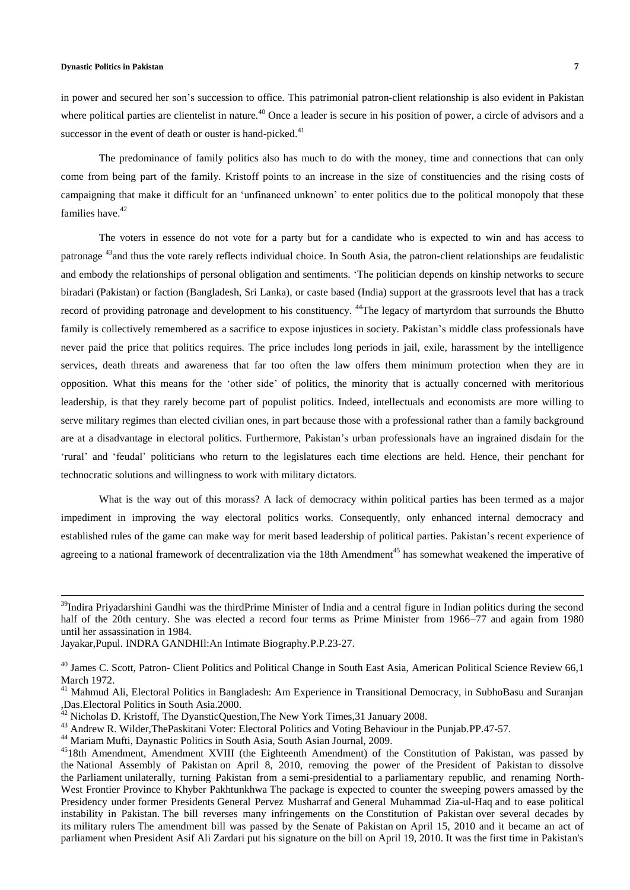in power and secured her son's succession to office. This patrimonial patron-client relationship is also evident in Pakistan where political parties are clientelist in nature.[40] Once a leader is secure in his position of power, a circle of advisors and a successor in the event of death or ouster is hand-picked.[41]

The predominance of family politics also has much to do with the money, time and connections that can only come from being part of the family. Kristoff points to an increase in the size of constituencies and the rising costs of campaigning that make it difficult for an 'unfinanced unknown' to enter politics due to the political monopoly that these families have.[42]

The voters in essence do not vote for a party but for a candidate who is expected to win and has access to patronage [43]and thus the vote rarely reflects individual choice. In South Asia, the patron-client relationships are feudalistic and embody the relationships of personal obligation and sentiments. 'The politician depends on kinship networks to secure biradari (Pakistan) or faction (Bangladesh, Sri Lanka), or caste based (India) support at the grassroots level that has a track record of providing patronage and development to his constituency. [44]The legacy of martyrdom that surrounds the Bhutto family is collectively remembered as a sacrifice to expose injustices in society. Pakistan's middle class professionals have never paid the price that politics requires. The price includes long periods in jail, exile, harassment by the intelligence services, death threats and awareness that far too often the law offers them minimum protection when they are in opposition. What this means for the 'other side' of politics, the minority that is actually concerned with meritorious leadership, is that they rarely become part of populist politics. Indeed, intellectuals and economists are more willing to serve military regimes than elected civilian ones, in part because those with a professional rather than a family background are at a disadvantage in electoral politics. Furthermore, Pakistan's urban professionals have an ingrained disdain for the 'rural' and 'feudal' politicians who return to the legislatures each time elections are held. Hence, their penchant for technocratic solutions and willingness to work with military dictators.

What is the way out of this morass? A lack of democracy within political parties has been termed as a major impediment in improving the way electoral politics works. Consequently, only enhanced internal democracy and established rules of the game can make way for merit based leadership of political parties. Pakistan's recent experience of agreeing to a national framework of decentralization via the 18th Amendment[45] has somewhat weakened the imperative of

---

[39]Indira Priyadarshini Gandhi was the thirdPrime Minister of India and a central figure in Indian politics during the second half of the 20th century. She was elected a record four terms as Prime Minister from 1966–77 and again from 1980 until her assassination in 1984.

Jayakar,Pupul. INDRA GANDHIl:An Intimate Biography.P.P.23-27.

[40] James C. Scott, Patron- Client Politics and Political Change in South East Asia, American Political Science Review 66,1 March 1972.

[41] Mahmud Ali, Electoral Politics in Bangladesh: Am Experience in Transitional Democracy, in SubhoBasu and Suranjan ,Das.Electoral Politics in South Asia.2000.

[42] Nicholas D. Kristoff, The DyansticQuestion,The New York Times,31 January 2008.

[43] Andrew R. Wilder,ThePaskitani Voter: Electoral Politics and Voting Behaviour in the Punjab.PP.47-57.

[44] Mariam Mufti, Daynastic Politics in South Asia, South Asian Journal, 2009.

[45]18th Amendment, Amendment XVIII (the Eighteenth Amendment) of the Constitution of Pakistan, was passed by the National Assembly of Pakistan on April 8, 2010, removing the power of the President of Pakistan to dissolve the Parliament unilaterally, turning Pakistan from a semi-presidential to a parliamentary republic, and renaming North-West Frontier Province to Khyber Pakhtunkhwa The package is expected to counter the sweeping powers amassed by the Presidency under former Presidents General Pervez Musharraf and General Muhammad Zia-ul-Haq and to ease political instability in Pakistan. The bill reverses many infringements on the Constitution of Pakistan over several decades by its military rulers The amendment bill was passed by the Senate of Pakistan on April 15, 2010 and it became an act of parliament when President Asif Ali Zardari put his signature on the bill on April 19, 2010. It was the first time in Pakistan's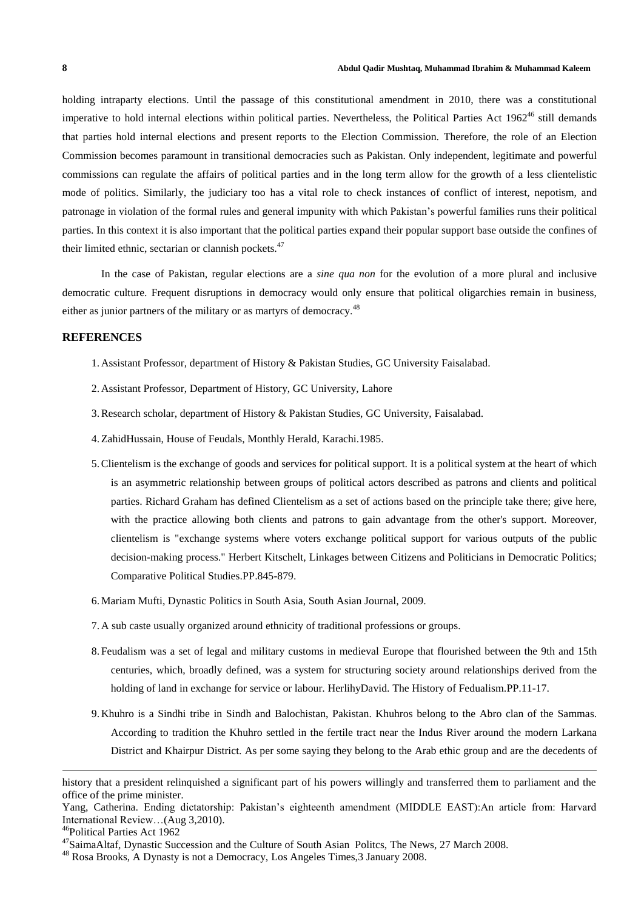holding intraparty elections. Until the passage of this constitutional amendment in 2010, there was a constitutional imperative to hold internal elections within political parties. Nevertheless, the Political Parties Act 1962[46] still demands that parties hold internal elections and present reports to the Election Commission. Therefore, the role of an Election Commission becomes paramount in transitional democracies such as Pakistan. Only independent, legitimate and powerful commissions can regulate the affairs of political parties and in the long term allow for the growth of a less clientelistic mode of politics. Similarly, the judiciary too has a vital role to check instances of conflict of interest, nepotism, and patronage in violation of the formal rules and general impunity with which Pakistan's powerful families runs their political parties. In this context it is also important that the political parties expand their popular support base outside the confines of their limited ethnic, sectarian or clannish pockets.[47]

In the case of Pakistan, regular elections are a *sine qua non* for the evolution of a more plural and inclusive democratic culture. Frequent disruptions in democracy would only ensure that political oligarchies remain in business, either as junior partners of the military or as martyrs of democracy.[48]

## REFERENCES

1. Assistant Professor, department of History & Pakistan Studies, GC University Faisalabad.
2. Assistant Professor, Department of History, GC University, Lahore
3. Research scholar, department of History & Pakistan Studies, GC University, Faisalabad.
4. ZahidHussain, House of Feudals, Monthly Herald, Karachi.1985.
5. Clientelism is the exchange of goods and services for political support. It is a political system at the heart of which is an asymmetric relationship between groups of political actors described as patrons and clients and political parties. Richard Graham has defined Clientelism as a set of actions based on the principle take there; give here, with the practice allowing both clients and patrons to gain advantage from the other's support. Moreover, clientelism is "exchange systems where voters exchange political support for various outputs of the public decision-making process." Herbert Kitschelt, Linkages between Citizens and Politicians in Democratic Politics; Comparative Political Studies.PP.845-879.
6. Mariam Mufti, Dynastic Politics in South Asia, South Asian Journal, 2009.
7. A sub caste usually organized around ethnicity of traditional professions or groups.
8. Feudalism was a set of legal and military customs in medieval Europe that flourished between the 9th and 15th centuries, which, broadly defined, was a system for structuring society around relationships derived from the holding of land in exchange for service or labour. HerlihyDavid. The History of Fedualism.PP.11-17.
9. Khuhro is a Sindhi tribe in Sindh and Balochistan, Pakistan. Khuhros belong to the Abro clan of the Sammas. According to tradition the Khuhro settled in the fertile tract near the Indus River around the modern Larkana District and Khairpur District. As per some saying they belong to the Arab ethic group and are the decedents of

---

history that a president relinquished a significant part of his powers willingly and transferred them to parliament and the office of the prime minister.

Yang, Catherina. Ending dictatorship: Pakistan's eighteenth amendment (MIDDLE EAST):An article from: Harvard International Review…(Aug 3,2010).

[46] Political Parties Act 1962

[47] SaimaAltaf, Dynastic Succession and the Culture of South Asian Politcs, The News, 27 March 2008.

[48] Rosa Brooks, A Dynasty is not a Democracy, Los Angeles Times,3 January 2008.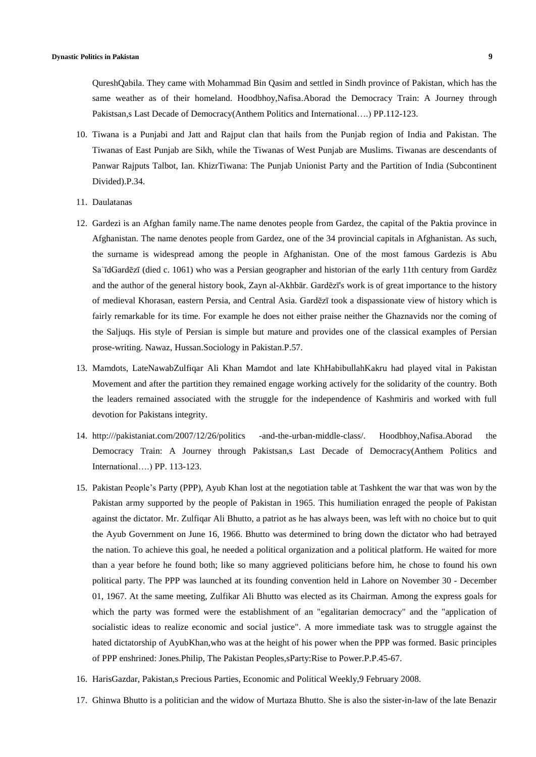QureshQabila. They came with Mohammad Bin Qasim and settled in Sindh province of Pakistan, which has the same weather as of their homeland. Hoodbhoy,Nafisa.Aborad the Democracy Train: A Journey through Pakistsan,s Last Decade of Democracy(Anthem Politics and International….) PP.112-123.

10. Tiwana is a Punjabi and Jatt and Rajput clan that hails from the Punjab region of India and Pakistan. The Tiwanas of East Punjab are Sikh, while the Tiwanas of West Punjab are Muslims. Tiwanas are descendants of Panwar Rajputs Talbot, Ian. KhizrTiwana: The Punjab Unionist Party and the Partition of India (Subcontinent Divided).P.34.
11. Daulatanas
12. Gardezi is an Afghan family name.The name denotes people from Gardez, the capital of the Paktia province in Afghanistan. The name denotes people from Gardez, one of the 34 provincial capitals in Afghanistan. As such, the surname is widespread among the people in Afghanistan. One of the most famous Gardezis is Abu SaʿīdGardēzī (died c. 1061) who was a Persian geographer and historian of the early 11th century from Gardēz and the author of the general history book, Zayn al-Akhbār. Gardēzī's work is of great importance to the history of medieval Khorasan, eastern Persia, and Central Asia. Gardēzī took a dispassionate view of history which is fairly remarkable for its time. For example he does not either praise neither the Ghaznavids nor the coming of the Saljuqs. His style of Persian is simple but mature and provides one of the classical examples of Persian prose-writing. Nawaz, Hussan.Sociology in Pakistan.P.57.
13. Mamdots, LateNawabZulfiqar Ali Khan Mamdot and late KhHabibullahKakru had played vital in Pakistan Movement and after the partition they remained engage working actively for the solidarity of the country. Both the leaders remained associated with the struggle for the independence of Kashmiris and worked with full devotion for Pakistans integrity.
14. http:///pakistaniat.com/2007/12/26/politics -and-the-urban-middle-class/. Hoodbhoy,Nafisa.Aborad the Democracy Train: A Journey through Pakistsan,s Last Decade of Democracy(Anthem Politics and International….) PP. 113-123.
15. Pakistan People’s Party (PPP), Ayub Khan lost at the negotiation table at Tashkent the war that was won by the Pakistan army supported by the people of Pakistan in 1965. This humiliation enraged the people of Pakistan against the dictator. Mr. Zulfiqar Ali Bhutto, a patriot as he has always been, was left with no choice but to quit the Ayub Government on June 16, 1966. Bhutto was determined to bring down the dictator who had betrayed the nation. To achieve this goal, he needed a political organization and a political platform. He waited for more than a year before he found both; like so many aggrieved politicians before him, he chose to found his own political party. The PPP was launched at its founding convention held in Lahore on November 30 - December 01, 1967. At the same meeting, Zulfikar Ali Bhutto was elected as its Chairman. Among the express goals for which the party was formed were the establishment of an "egalitarian democracy" and the "application of socialistic ideas to realize economic and social justice". A more immediate task was to struggle against the hated dictatorship of AyubKhan,who was at the height of his power when the PPP was formed. Basic principles of PPP enshrined: Jones.Philip, The Pakistan Peoples,sParty:Rise to Power.P.P.45-67.
16. HarisGazdar, Pakistan,s Precious Parties, Economic and Political Weekly,9 February 2008.
17. Ghinwa Bhutto is a politician and the widow of Murtaza Bhutto. She is also the sister-in-law of the late Benazir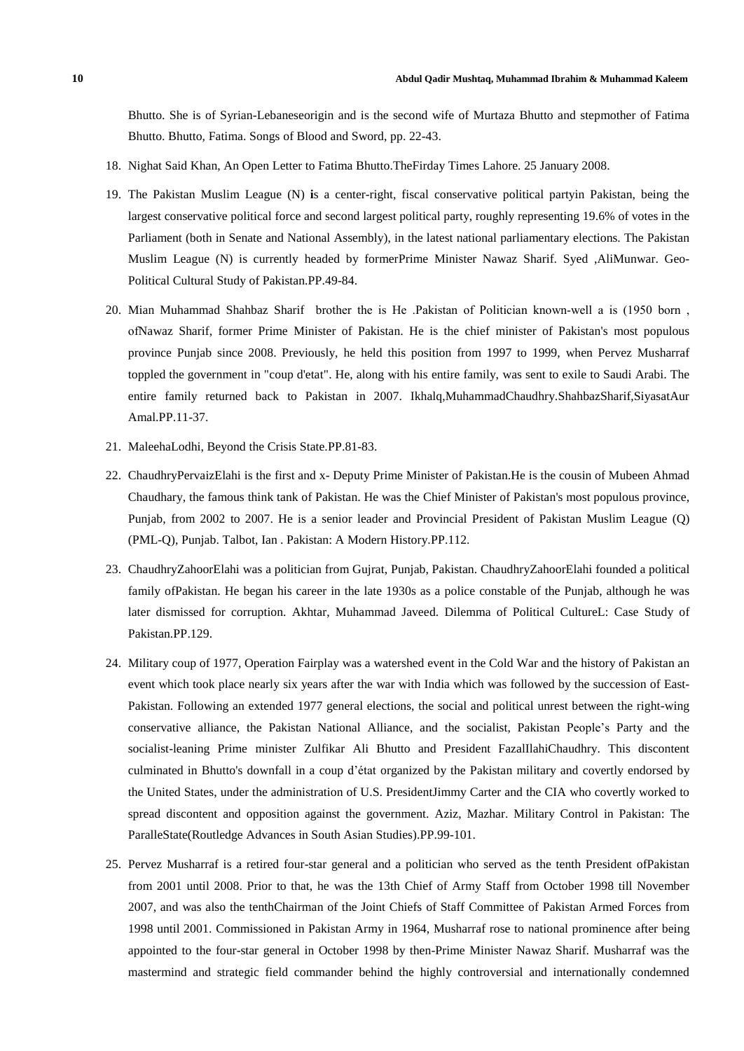Bhutto. She is of Syrian-Lebaneseorigin and is the second wife of Murtaza Bhutto and stepmother of Fatima Bhutto. Bhutto, Fatima. Songs of Blood and Sword, pp. 22-43.

18. Nighat Said Khan, An Open Letter to Fatima Bhutto.TheFirday Times Lahore. 25 January 2008.

19. The Pakistan Muslim League (N) **i**s a center-right, fiscal conservative political partyin Pakistan, being the largest conservative political force and second largest political party, roughly representing 19.6% of votes in the Parliament (both in Senate and National Assembly), in the latest national parliamentary elections. The Pakistan Muslim League (N) is currently headed by formerPrime Minister Nawaz Sharif. Syed ,AliMunwar. Geo-Political Cultural Study of Pakistan.PP.49-84.

20. Mian Muhammad Shahbaz Sharif brother the is He .Pakistan of Politician known-well a is (1950 born , ofNawaz Sharif, former Prime Minister of Pakistan. He is the chief minister of Pakistan's most populous province Punjab since 2008. Previously, he held this position from 1997 to 1999, when Pervez Musharraf toppled the government in "coup d'etat". He, along with his entire family, was sent to exile to Saudi Arabi. The entire family returned back to Pakistan in 2007. Ikhalq,MuhammadChaudhry.ShahbazSharif,SiyasatAur Amal.PP.11-37.

21. MaleehaLodhi, Beyond the Crisis State.PP.81-83.

22. ChaudhryPervaizElahi is the first and x- Deputy Prime Minister of Pakistan.He is the cousin of Mubeen Ahmad Chaudhary, the famous think tank of Pakistan. He was the Chief Minister of Pakistan's most populous province, Punjab, from 2002 to 2007. He is a senior leader and Provincial President of Pakistan Muslim League (Q) (PML-Q), Punjab. Talbot, Ian . Pakistan: A Modern History.PP.112.

23. ChaudhryZahoorElahi was a politician from Gujrat, Punjab, Pakistan. ChaudhryZahoorElahi founded a political family ofPakistan. He began his career in the late 1930s as a police constable of the Punjab, although he was later dismissed for corruption. Akhtar, Muhammad Javeed. Dilemma of Political CultureL: Case Study of Pakistan.PP.129.

24. Military coup of 1977, Operation Fairplay was a watershed event in the Cold War and the history of Pakistan an event which took place nearly six years after the war with India which was followed by the succession of East-Pakistan. Following an extended 1977 general elections, the social and political unrest between the right-wing conservative alliance, the Pakistan National Alliance, and the socialist, Pakistan People's Party and the socialist-leaning Prime minister Zulfikar Ali Bhutto and President FazalIlahiChaudhry. This discontent culminated in Bhutto's downfall in a coup d'état organized by the Pakistan military and covertly endorsed by the United States, under the administration of U.S. PresidentJimmy Carter and the CIA who covertly worked to spread discontent and opposition against the government. Aziz, Mazhar. Military Control in Pakistan: The ParalleState(Routledge Advances in South Asian Studies).PP.99-101.

25. Pervez Musharraf is a retired four-star general and a politician who served as the tenth President ofPakistan from 2001 until 2008. Prior to that, he was the 13th Chief of Army Staff from October 1998 till November 2007, and was also the tenthChairman of the Joint Chiefs of Staff Committee of Pakistan Armed Forces from 1998 until 2001. Commissioned in Pakistan Army in 1964, Musharraf rose to national prominence after being appointed to the four-star general in October 1998 by then-Prime Minister Nawaz Sharif. Musharraf was the mastermind and strategic field commander behind the highly controversial and internationally condemned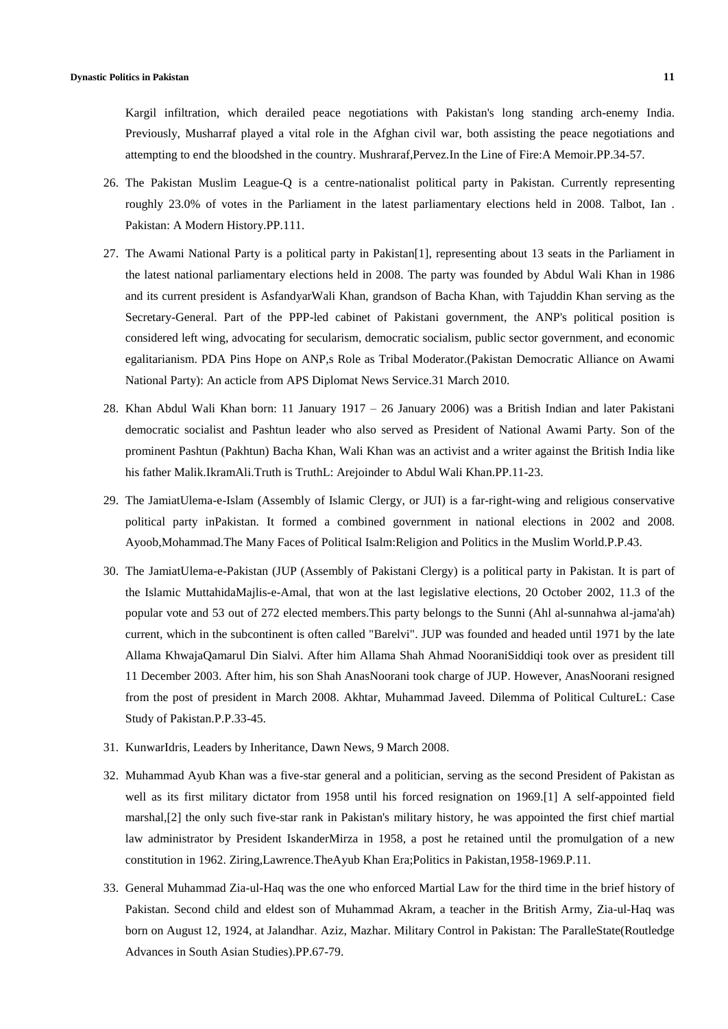Kargil infiltration, which derailed peace negotiations with Pakistan's long standing arch-enemy India. Previously, Musharraf played a vital role in the Afghan civil war, both assisting the peace negotiations and attempting to end the bloodshed in the country. Mushraraf,Pervez.In the Line of Fire:A Memoir.PP.34-57.

26. The Pakistan Muslim League-Q is a centre-nationalist political party in Pakistan. Currently representing roughly 23.0% of votes in the Parliament in the latest parliamentary elections held in 2008. Talbot, Ian . Pakistan: A Modern History.PP.111.
27. The Awami National Party is a political party in Pakistan[1], representing about 13 seats in the Parliament in the latest national parliamentary elections held in 2008. The party was founded by Abdul Wali Khan in 1986 and its current president is AsfandyarWali Khan, grandson of Bacha Khan, with Tajuddin Khan serving as the Secretary-General. Part of the PPP-led cabinet of Pakistani government, the ANP's political position is considered left wing, advocating for secularism, democratic socialism, public sector government, and economic egalitarianism. PDA Pins Hope on ANP,s Role as Tribal Moderator.(Pakistan Democratic Alliance on Awami National Party): An acticle from APS Diplomat News Service.31 March 2010.
28. Khan Abdul Wali Khan born: 11 January 1917 – 26 January 2006) was a British Indian and later Pakistani democratic socialist and Pashtun leader who also served as President of National Awami Party. Son of the prominent Pashtun (Pakhtun) Bacha Khan, Wali Khan was an activist and a writer against the British India like his father Malik.IkramAli.Truth is TruthL: Arejoinder to Abdul Wali Khan.PP.11-23.
29. The JamiatUlema-e-Islam (Assembly of Islamic Clergy, or JUI) is a far-right-wing and religious conservative political party inPakistan. It formed a combined government in national elections in 2002 and 2008. Ayoob,Mohammad.The Many Faces of Political Isalm:Religion and Politics in the Muslim World.P.P.43.
30. The JamiatUlema-e-Pakistan (JUP (Assembly of Pakistani Clergy) is a political party in Pakistan. It is part of the Islamic MuttahidaMajlis-e-Amal, that won at the last legislative elections, 20 October 2002, 11.3 of the popular vote and 53 out of 272 elected members.This party belongs to the Sunni (Ahl al-sunnahwa al-jama'ah) current, which in the subcontinent is often called "Barelvi". JUP was founded and headed until 1971 by the late Allama KhwajaQamarul Din Sialvi. After him Allama Shah Ahmad NooraniSiddiqi took over as president till 11 December 2003. After him, his son Shah AnasNoorani took charge of JUP. However, AnasNoorani resigned from the post of president in March 2008. Akhtar, Muhammad Javeed. Dilemma of Political CultureL: Case Study of Pakistan.P.P.33-45.
31. KunwarIdris, Leaders by Inheritance, Dawn News, 9 March 2008.
32. Muhammad Ayub Khan was a five-star general and a politician, serving as the second President of Pakistan as well as its first military dictator from 1958 until his forced resignation on 1969.[1] A self-appointed field marshal,[2] the only such five-star rank in Pakistan's military history, he was appointed the first chief martial law administrator by President IskanderMirza in 1958, a post he retained until the promulgation of a new constitution in 1962. Ziring,Lawrence.TheAyub Khan Era;Politics in Pakistan,1958-1969.P.11.
33. General Muhammad Zia-ul-Haq was the one who enforced Martial Law for the third time in the brief history of Pakistan. Second child and eldest son of Muhammad Akram, a teacher in the British Army, Zia-ul-Haq was born on August 12, 1924, at Jalandhar. Aziz, Mazhar. Military Control in Pakistan: The ParalleState(Routledge Advances in South Asian Studies).PP.67-79.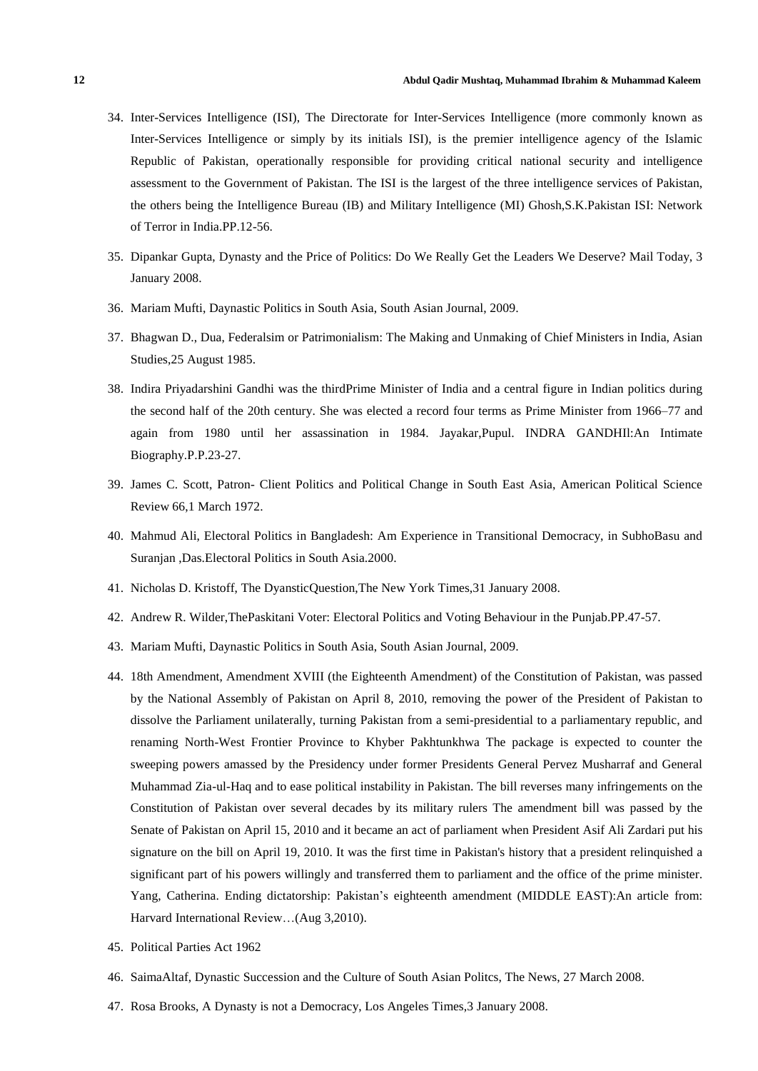34. Inter-Services Intelligence (ISI), The Directorate for Inter-Services Intelligence (more commonly known as Inter-Services Intelligence or simply by its initials ISI), is the premier intelligence agency of the Islamic Republic of Pakistan, operationally responsible for providing critical national security and intelligence assessment to the Government of Pakistan. The ISI is the largest of the three intelligence services of Pakistan, the others being the Intelligence Bureau (IB) and Military Intelligence (MI) Ghosh,S.K.Pakistan ISI: Network of Terror in India.PP.12-56.
35. Dipankar Gupta, Dynasty and the Price of Politics: Do We Really Get the Leaders We Deserve? Mail Today, 3 January 2008.
36. Mariam Mufti, Daynastic Politics in South Asia, South Asian Journal, 2009.
37. Bhagwan D., Dua, Federalsim or Patrimonialism: The Making and Unmaking of Chief Ministers in India, Asian Studies,25 August 1985.
38. Indira Priyadarshini Gandhi was the thirdPrime Minister of India and a central figure in Indian politics during the second half of the 20th century. She was elected a record four terms as Prime Minister from 1966–77 and again from 1980 until her assassination in 1984. Jayakar,Pupul. INDRA GANDHIl:An Intimate Biography.P.P.23-27.
39. James C. Scott, Patron- Client Politics and Political Change in South East Asia, American Political Science Review 66,1 March 1972.
40. Mahmud Ali, Electoral Politics in Bangladesh: Am Experience in Transitional Democracy, in SubhoBasu and Suranjan ,Das.Electoral Politics in South Asia.2000.
41. Nicholas D. Kristoff, The DyansticQuestion,The New York Times,31 January 2008.
42. Andrew R. Wilder,ThePaskitani Voter: Electoral Politics and Voting Behaviour in the Punjab.PP.47-57.
43. Mariam Mufti, Daynastic Politics in South Asia, South Asian Journal, 2009.
44. 18th Amendment, Amendment XVIII (the Eighteenth Amendment) of the Constitution of Pakistan, was passed by the National Assembly of Pakistan on April 8, 2010, removing the power of the President of Pakistan to dissolve the Parliament unilaterally, turning Pakistan from a semi-presidential to a parliamentary republic, and renaming North-West Frontier Province to Khyber Pakhtunkhwa The package is expected to counter the sweeping powers amassed by the Presidency under former Presidents General Pervez Musharraf and General Muhammad Zia-ul-Haq and to ease political instability in Pakistan. The bill reverses many infringements on the Constitution of Pakistan over several decades by its military rulers The amendment bill was passed by the Senate of Pakistan on April 15, 2010 and it became an act of parliament when President Asif Ali Zardari put his signature on the bill on April 19, 2010. It was the first time in Pakistan's history that a president relinquished a significant part of his powers willingly and transferred them to parliament and the office of the prime minister. Yang, Catherina. Ending dictatorship: Pakistan's eighteenth amendment (MIDDLE EAST):An article from: Harvard International Review…(Aug 3,2010).
45. Political Parties Act 1962
46. SaimaAltaf, Dynastic Succession and the Culture of South Asian Politcs, The News, 27 March 2008.
47. Rosa Brooks, A Dynasty is not a Democracy, Los Angeles Times,3 January 2008.